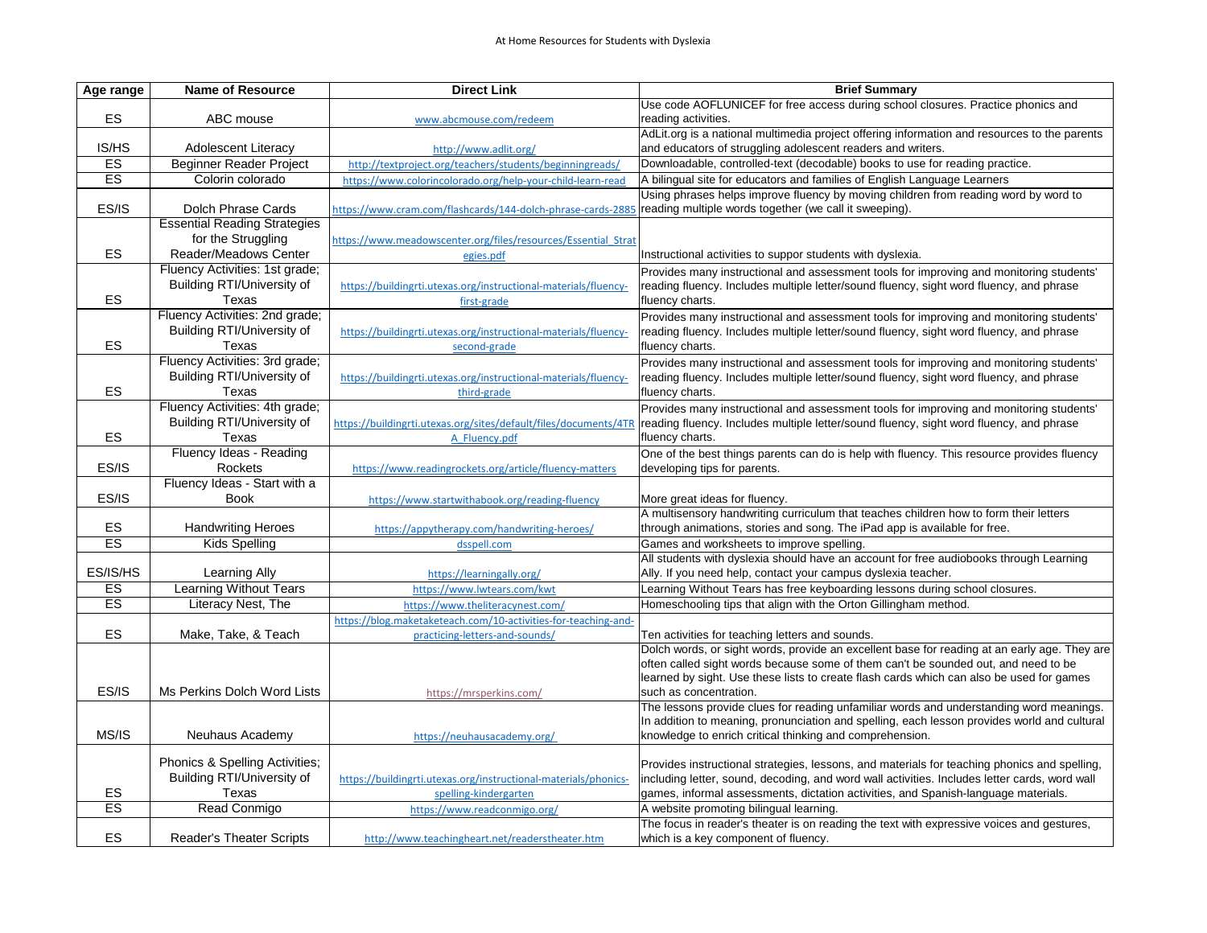# At Home Resources for Students with Dyslexia

| Age range | Name of Resource | Direct Link | Brief Summary |
|---|---|---|---|
| ES | ABC mouse | www.abcmouse.com/redeem | Use code AOFLUNICEF for free access during school closures. Practice phonics and reading activities. |
| IS/HS | Adolescent Literacy | http://www.adlit.org/ | AdLit.org is a national multimedia project offering information and resources to the parents and educators of struggling adolescent readers and writers. |
| ES | Beginner Reader Project | http://textproject.org/teachers/students/beginningreads/ | Downloadable, controlled-text (decodable) books to use for reading practice. |
| ES | Colorin colorado | https://www.colorincolorado.org/help-your-child-learn-read | A bilingual site for educators and families of English Language Learners |
| ES/IS | Dolch Phrase Cards | https://www.cram.com/flashcards/144-dolch-phrase-cards-2885 | Using phrases helps improve fluency by moving children from reading word by word to reading multiple words together (we call it sweeping). |
| ES | Essential Reading Strategies for the Struggling Reader/Meadows Center | https://www.meadowscenter.org/files/resources/Essential_Strategies.pdf | Instructional activities to suppor students with dyslexia. |
| ES | Fluency Activities: 1st grade; Building RTI/University of Texas | https://buildingrti.utexas.org/instructional-materials/fluency-first-grade | Provides many instructional and assessment tools for improving and monitoring students' reading fluency. Includes multiple letter/sound fluency, sight word fluency, and phrase fluency charts. |
| ES | Fluency Activities: 2nd grade; Building RTI/University of Texas | https://buildingrti.utexas.org/instructional-materials/fluency-second-grade | Provides many instructional and assessment tools for improving and monitoring students' reading fluency. Includes multiple letter/sound fluency, sight word fluency, and phrase fluency charts. |
| ES | Fluency Activities: 3rd grade; Building RTI/University of Texas | https://buildingrti.utexas.org/instructional-materials/fluency-third-grade | Provides many instructional and assessment tools for improving and monitoring students' reading fluency. Includes multiple letter/sound fluency, sight word fluency, and phrase fluency charts. |
| ES | Fluency Activities: 4th grade; Building RTI/University of Texas | https://buildingrti.utexas.org/sites/default/files/documents/4TRA_Fluency.pdf | Provides many instructional and assessment tools for improving and monitoring students' reading fluency. Includes multiple letter/sound fluency, sight word fluency, and phrase fluency charts. |
| ES/IS | Fluency Ideas - Reading Rockets | https://www.readingrockets.org/article/fluency-matters | One of the best things parents can do is help with fluency. This resource provides fluency developing tips for parents. |
| ES/IS | Fluency Ideas - Start with a Book | https://www.startwithabook.org/reading-fluency | More great ideas for fluency. |
| ES | Handwriting Heroes | https://appytherapy.com/handwriting-heroes/ | A multisensory handwriting curriculum that teaches children how to form their letters through animations, stories and song. The iPad app is available for free. |
| ES | Kids Spelling | dsspell.com | Games and worksheets to improve spelling. |
| ES/IS/HS | Learning Ally | https://learningally.org/ | All students with dyslexia should have an account for free audiobooks through Learning Ally. If you need help, contact your campus dyslexia teacher. |
| ES | Learning Without Tears | https://www.lwtears.com/kwt | Learning Without Tears has free keyboarding lessons during school closures. |
| ES | Literacy Nest, The | https://www.theliteracynest.com/ | Homeschooling tips that align with the Orton Gillingham method. |
| ES | Make, Take, & Teach | https://blog.maketaketeach.com/10-activities-for-teaching-and-practicing-letters-and-sounds/ | Ten activities for teaching letters and sounds. |
| ES/IS | Ms Perkins Dolch Word Lists | https://mrsperkins.com/ | Dolch words, or sight words, provide an excellent base for reading at an early age. They are often called sight words because some of them can't be sounded out, and need to be learned by sight. Use these lists to create flash cards which can also be used for games such as concentration. |
| MS/IS | Neuhaus Academy | https://neuhausacademy.org/ | The lessons provide clues for reading unfamiliar words and understanding word meanings. In addition to meaning, pronunciation and spelling, each lesson provides world and cultural knowledge to enrich critical thinking and comprehension. |
| ES | Phonics & Spelling Activities; Building RTI/University of Texas | https://buildingrti.utexas.org/instructional-materials/phonics-spelling-kindergarten | Provides instructional strategies, lessons, and materials for teaching phonics and spelling, including letter, sound, decoding, and word wall activities. Includes letter cards, word wall games, informal assessments, dictation activities, and Spanish-language materials. |
| ES | Read Conmigo | https://www.readconmigo.org/ | A website promoting bilingual learning. |
| ES | Reader's Theater Scripts | http://www.teachingheart.net/readerstheater.htm | The focus in reader's theater is on reading the text with expressive voices and gestures, which is a key component of fluency. |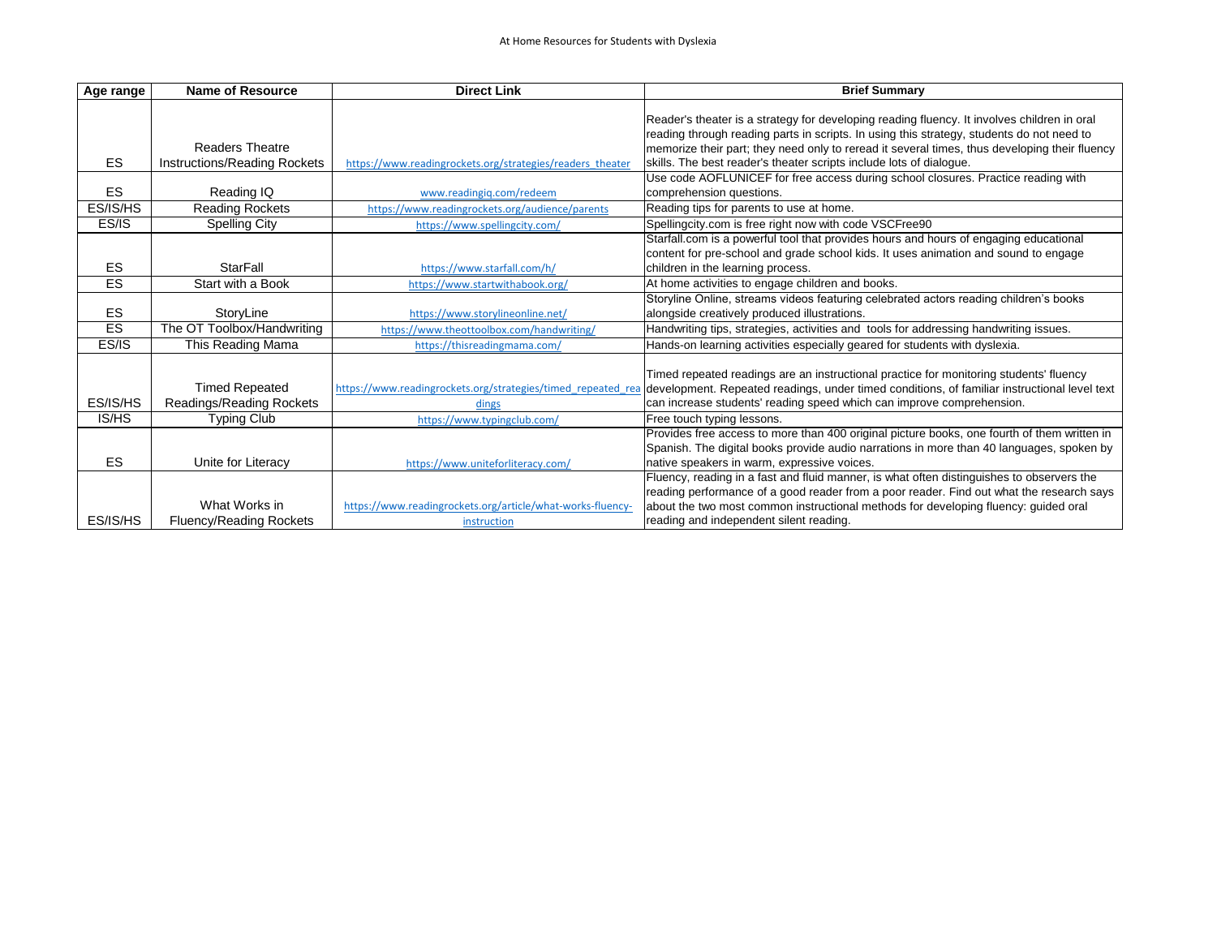| Age range | Name of Resource | Direct Link | Brief Summary |
|---|---|---|---|
| ES | Readers Theatre Instructions/Reading Rockets | https://www.readingrockets.org/strategies/readers_theater | Reader's theater is a strategy for developing reading fluency. It involves children in oral reading through reading parts in scripts. In using this strategy, students do not need to memorize their part; they need only to reread it several times, thus developing their fluency skills. The best reader's theater scripts include lots of dialogue. |
| ES | Reading IQ | www.readingiq.com/redeem | Use code AOFLUNICEF for free access during school closures. Practice reading with comprehension questions. |
| ES/IS/HS | Reading Rockets | https://www.readingrockets.org/audience/parents | Reading tips for parents to use at home. |
| ES/IS | Spelling City | https://www.spellingcity.com/ | Spellingcity.com is free right now with code VSCFree90 |
| ES | StarFall | https://www.starfall.com/h/ | Starfall.com is a powerful tool that provides hours and hours of engaging educational content for pre-school and grade school kids. It uses animation and sound to engage children in the learning process. |
| ES | Start with a Book | https://www.startwithabook.org/ | At home activities to engage children and books. |
| ES | StoryLine | https://www.storylineonline.net/ | Storyline Online, streams videos featuring celebrated actors reading children's books alongside creatively produced illustrations. |
| ES | The OT Toolbox/Handwriting | https://www.theottoolbox.com/handwriting/ | Handwriting tips, strategies, activities and tools for addressing handwriting issues. |
| ES/IS | This Reading Mama | https://thisreadingmama.com/ | Hands-on learning activities especially geared for students with dyslexia. |
| ES/IS/HS | Timed Repeated Readings/Reading Rockets | https://www.readingrockets.org/strategies/timed_repeated_readings | Timed repeated readings are an instructional practice for monitoring students' fluency development. Repeated readings, under timed conditions, of familiar instructional level text can increase students' reading speed which can improve comprehension. |
| IS/HS | Typing Club | https://www.typingclub.com/ | Free touch typing lessons. |
| ES | Unite for Literacy | https://www.uniteforliteracy.com/ | Provides free access to more than 400 original picture books, one fourth of them written in Spanish. The digital books provide audio narrations in more than 40 languages, spoken by native speakers in warm, expressive voices. |
| ES/IS/HS | What Works in Fluency/Reading Rockets | https://www.readingrockets.org/article/what-works-fluency-instruction | Fluency, reading in a fast and fluid manner, is what often distinguishes to observers the reading performance of a good reader from a poor reader. Find out what the research says about the two most common instructional methods for developing fluency: guided oral reading and independent silent reading. |